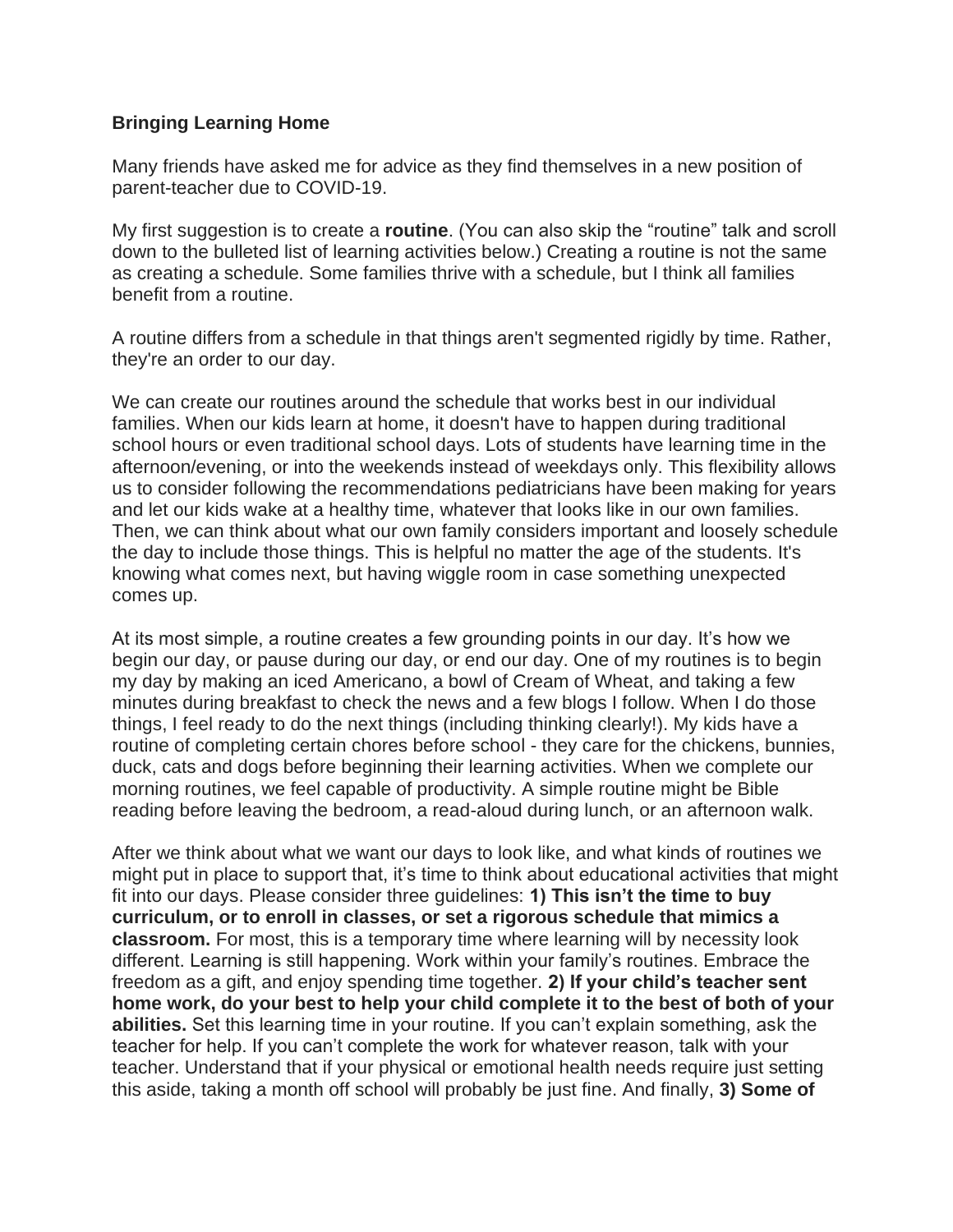**Bringing Learning Home**

Many friends have asked me for advice as they find themselves in a new position of parent-teacher due to COVID-19.

My first suggestion is to create a **routine**. (You can also skip the "routine" talk and scroll down to the bulleted list of learning activities below.) Creating a routine is not the same as creating a schedule. Some families thrive with a schedule, but I think all families benefit from a routine.

A routine differs from a schedule in that things aren't segmented rigidly by time. Rather, they're an order to our day.

We can create our routines around the schedule that works best in our individual families. When our kids learn at home, it doesn't have to happen during traditional school hours or even traditional school days. Lots of students have learning time in the afternoon/evening, or into the weekends instead of weekdays only. This flexibility allows us to consider following the recommendations pediatricians have been making for years and let our kids wake at a healthy time, whatever that looks like in our own families. Then, we can think about what our own family considers important and loosely schedule the day to include those things. This is helpful no matter the age of the students. It's knowing what comes next, but having wiggle room in case something unexpected comes up.

At its most simple, a routine creates a few grounding points in our day. It's how we begin our day, or pause during our day, or end our day. One of my routines is to begin my day by making an iced Americano, a bowl of Cream of Wheat, and taking a few minutes during breakfast to check the news and a few blogs I follow. When I do those things, I feel ready to do the next things (including thinking clearly!). My kids have a routine of completing certain chores before school - they care for the chickens, bunnies, duck, cats and dogs before beginning their learning activities. When we complete our morning routines, we feel capable of productivity. A simple routine might be Bible reading before leaving the bedroom, a read-aloud during lunch, or an afternoon walk.

After we think about what we want our days to look like, and what kinds of routines we might put in place to support that, it's time to think about educational activities that might fit into our days. Please consider three guidelines: **1) This isn't the time to buy curriculum, or to enroll in classes, or set a rigorous schedule that mimics a classroom.** For most, this is a temporary time where learning will by necessity look different. Learning is still happening. Work within your family's routines. Embrace the freedom as a gift, and enjoy spending time together. **2) If your child's teacher sent home work, do your best to help your child complete it to the best of both of your abilities.** Set this learning time in your routine. If you can't explain something, ask the teacher for help. If you can't complete the work for whatever reason, talk with your teacher. Understand that if your physical or emotional health needs require just setting this aside, taking a month off school will probably be just fine. And finally, **3) Some of**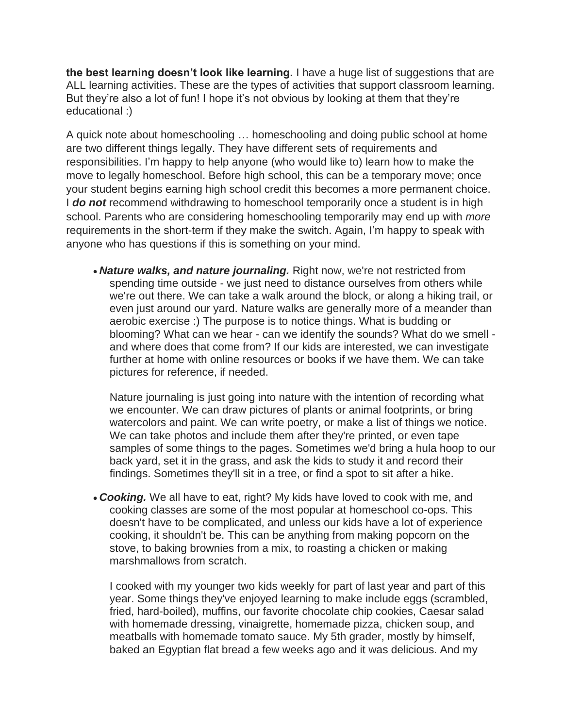**the best learning doesn't look like learning.** I have a huge list of suggestions that are ALL learning activities. These are the types of activities that support classroom learning. But they're also a lot of fun! I hope it's not obvious by looking at them that they're educational :)

A quick note about homeschooling … homeschooling and doing public school at home are two different things legally. They have different sets of requirements and responsibilities. I'm happy to help anyone (who would like to) learn how to make the move to legally homeschool. Before high school, this can be a temporary move; once your student begins earning high school credit this becomes a more permanent choice. I ***do not*** recommend withdrawing to homeschool temporarily once a student is in high school. Parents who are considering homeschooling temporarily may end up with *more* requirements in the short-term if they make the switch. Again, I'm happy to speak with anyone who has questions if this is something on your mind.

- ***Nature walks, and nature journaling.*** Right now, we're not restricted from spending time outside - we just need to distance ourselves from others while we're out there. We can take a walk around the block, or along a hiking trail, or even just around our yard. Nature walks are generally more of a meander than aerobic exercise :) The purpose is to notice things. What is budding or blooming? What can we hear - can we identify the sounds? What do we smell - and where does that come from? If our kids are interested, we can investigate further at home with online resources or books if we have them. We can take pictures for reference, if needed.

  Nature journaling is just going into nature with the intention of recording what we encounter. We can draw pictures of plants or animal footprints, or bring watercolors and paint. We can write poetry, or make a list of things we notice. We can take photos and include them after they're printed, or even tape samples of some things to the pages. Sometimes we'd bring a hula hoop to our back yard, set it in the grass, and ask the kids to study it and record their findings. Sometimes they'll sit in a tree, or find a spot to sit after a hike.

- ***Cooking.*** We all have to eat, right? My kids have loved to cook with me, and cooking classes are some of the most popular at homeschool co-ops. This doesn't have to be complicated, and unless our kids have a lot of experience cooking, it shouldn't be. This can be anything from making popcorn on the stove, to baking brownies from a mix, to roasting a chicken or making marshmallows from scratch.

  I cooked with my younger two kids weekly for part of last year and part of this year. Some things they've enjoyed learning to make include eggs (scrambled, fried, hard-boiled), muffins, our favorite chocolate chip cookies, Caesar salad with homemade dressing, vinaigrette, homemade pizza, chicken soup, and meatballs with homemade tomato sauce. My 5th grader, mostly by himself, baked an Egyptian flat bread a few weeks ago and it was delicious. And my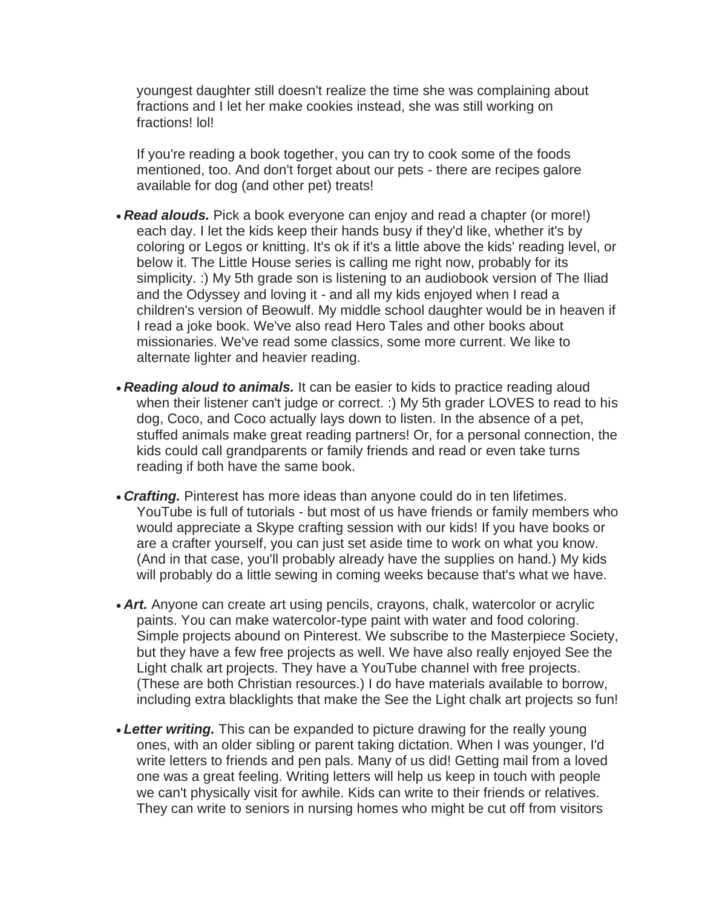youngest daughter still doesn't realize the time she was complaining about fractions and I let her make cookies instead, she was still working on fractions! lol!

If you're reading a book together, you can try to cook some of the foods mentioned, too. And don't forget about our pets - there are recipes galore available for dog (and other pet) treats!

- ***Read alouds.*** Pick a book everyone can enjoy and read a chapter (or more!) each day. I let the kids keep their hands busy if they'd like, whether it's by coloring or Legos or knitting. It's ok if it's a little above the kids' reading level, or below it. The Little House series is calling me right now, probably for its simplicity. :) My 5th grade son is listening to an audiobook version of The Iliad and the Odyssey and loving it - and all my kids enjoyed when I read a children's version of Beowulf. My middle school daughter would be in heaven if I read a joke book. We've also read Hero Tales and other books about missionaries. We've read some classics, some more current. We like to alternate lighter and heavier reading.

- ***Reading aloud to animals.*** It can be easier to kids to practice reading aloud when their listener can't judge or correct. :) My 5th grader LOVES to read to his dog, Coco, and Coco actually lays down to listen. In the absence of a pet, stuffed animals make great reading partners! Or, for a personal connection, the kids could call grandparents or family friends and read or even take turns reading if both have the same book.

- ***Crafting.*** Pinterest has more ideas than anyone could do in ten lifetimes. YouTube is full of tutorials - but most of us have friends or family members who would appreciate a Skype crafting session with our kids! If you have books or are a crafter yourself, you can just set aside time to work on what you know. (And in that case, you'll probably already have the supplies on hand.) My kids will probably do a little sewing in coming weeks because that's what we have.

- ***Art.*** Anyone can create art using pencils, crayons, chalk, watercolor or acrylic paints. You can make watercolor-type paint with water and food coloring. Simple projects abound on Pinterest. We subscribe to the Masterpiece Society, but they have a few free projects as well. We have also really enjoyed See the Light chalk art projects. They have a YouTube channel with free projects. (These are both Christian resources.) I do have materials available to borrow, including extra blacklights that make the See the Light chalk art projects so fun!

- ***Letter writing.*** This can be expanded to picture drawing for the really young ones, with an older sibling or parent taking dictation. When I was younger, I'd write letters to friends and pen pals. Many of us did! Getting mail from a loved one was a great feeling. Writing letters will help us keep in touch with people we can't physically visit for awhile. Kids can write to their friends or relatives. They can write to seniors in nursing homes who might be cut off from visitors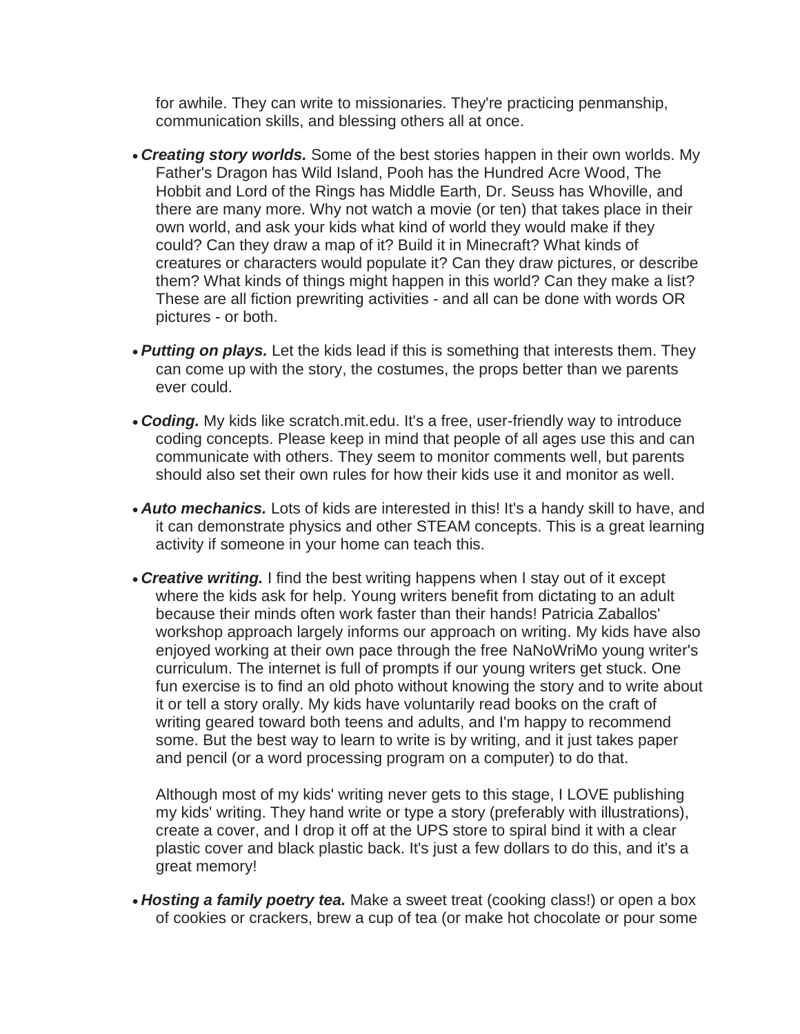for awhile. They can write to missionaries. They're practicing penmanship, communication skills, and blessing others all at once.

- ***Creating story worlds.*** Some of the best stories happen in their own worlds. My Father's Dragon has Wild Island, Pooh has the Hundred Acre Wood, The Hobbit and Lord of the Rings has Middle Earth, Dr. Seuss has Whoville, and there are many more. Why not watch a movie (or ten) that takes place in their own world, and ask your kids what kind of world they would make if they could? Can they draw a map of it? Build it in Minecraft? What kinds of creatures or characters would populate it? Can they draw pictures, or describe them? What kinds of things might happen in this world? Can they make a list? These are all fiction prewriting activities - and all can be done with words OR pictures - or both.

- ***Putting on plays.*** Let the kids lead if this is something that interests them. They can come up with the story, the costumes, the props better than we parents ever could.

- ***Coding.*** My kids like scratch.mit.edu. It's a free, user-friendly way to introduce coding concepts. Please keep in mind that people of all ages use this and can communicate with others. They seem to monitor comments well, but parents should also set their own rules for how their kids use it and monitor as well.

- ***Auto mechanics.*** Lots of kids are interested in this! It's a handy skill to have, and it can demonstrate physics and other STEAM concepts. This is a great learning activity if someone in your home can teach this.

- ***Creative writing.*** I find the best writing happens when I stay out of it except where the kids ask for help. Young writers benefit from dictating to an adult because their minds often work faster than their hands! Patricia Zaballos' workshop approach largely informs our approach on writing. My kids have also enjoyed working at their own pace through the free NaNoWriMo young writer's curriculum. The internet is full of prompts if our young writers get stuck. One fun exercise is to find an old photo without knowing the story and to write about it or tell a story orally. My kids have voluntarily read books on the craft of writing geared toward both teens and adults, and I'm happy to recommend some. But the best way to learn to write is by writing, and it just takes paper and pencil (or a word processing program on a computer) to do that.

  Although most of my kids' writing never gets to this stage, I LOVE publishing my kids' writing. They hand write or type a story (preferably with illustrations), create a cover, and I drop it off at the UPS store to spiral bind it with a clear plastic cover and black plastic back. It's just a few dollars to do this, and it's a great memory!

- ***Hosting a family poetry tea.*** Make a sweet treat (cooking class!) or open a box of cookies or crackers, brew a cup of tea (or make hot chocolate or pour some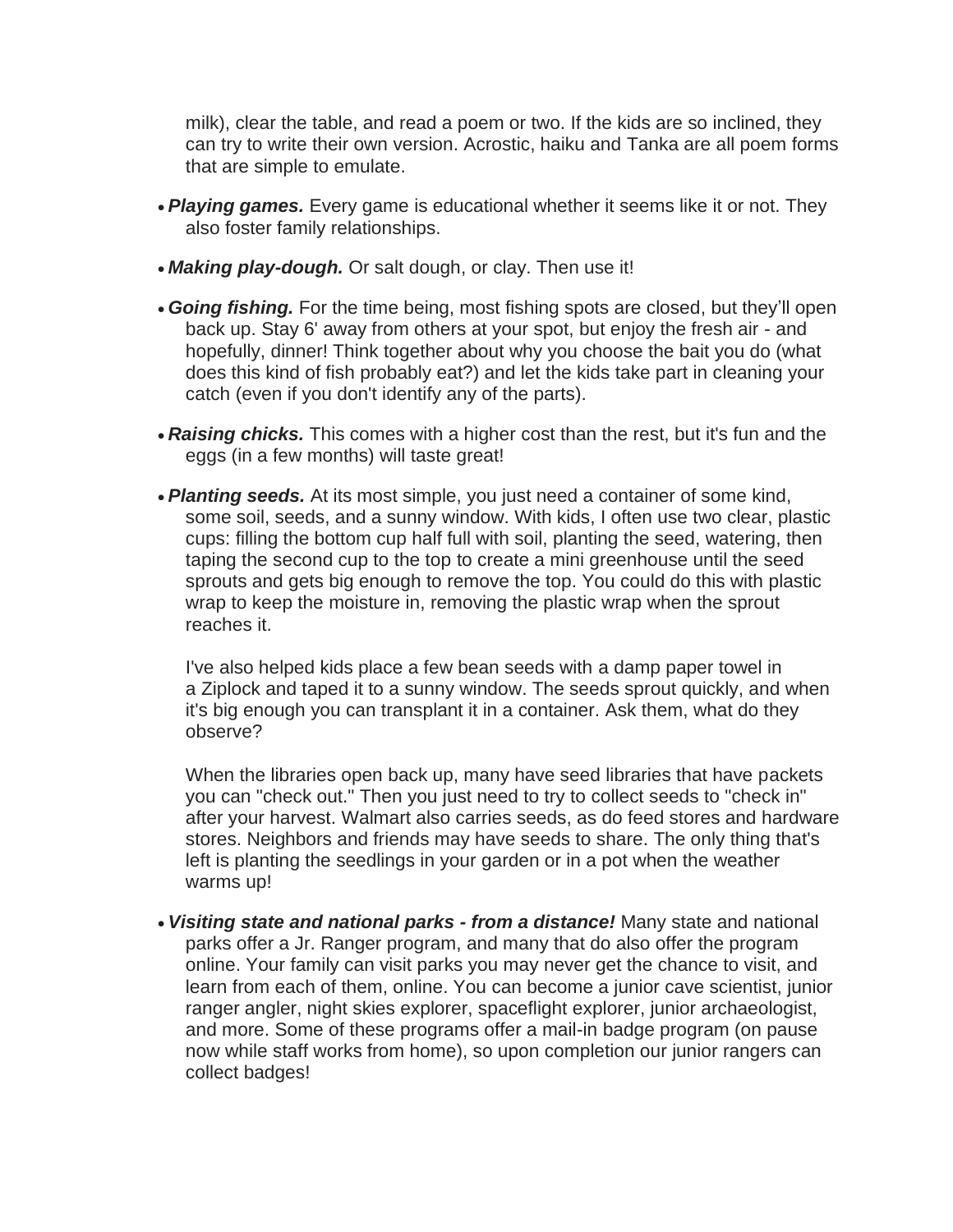milk), clear the table, and read a poem or two. If the kids are so inclined, they can try to write their own version. Acrostic, haiku and Tanka are all poem forms that are simple to emulate.

- ***Playing games.*** Every game is educational whether it seems like it or not. They also foster family relationships.
- ***Making play-dough.*** Or salt dough, or clay. Then use it!
- ***Going fishing.*** For the time being, most fishing spots are closed, but they'll open back up. Stay 6' away from others at your spot, but enjoy the fresh air - and hopefully, dinner! Think together about why you choose the bait you do (what does this kind of fish probably eat?) and let the kids take part in cleaning your catch (even if you don't identify any of the parts).
- ***Raising chicks.*** This comes with a higher cost than the rest, but it's fun and the eggs (in a few months) will taste great!
- ***Planting seeds.*** At its most simple, you just need a container of some kind, some soil, seeds, and a sunny window. With kids, I often use two clear, plastic cups: filling the bottom cup half full with soil, planting the seed, watering, then taping the second cup to the top to create a mini greenhouse until the seed sprouts and gets big enough to remove the top. You could do this with plastic wrap to keep the moisture in, removing the plastic wrap when the sprout reaches it.

  I've also helped kids place a few bean seeds with a damp paper towel in a Ziplock and taped it to a sunny window. The seeds sprout quickly, and when it's big enough you can transplant it in a container. Ask them, what do they observe?

  When the libraries open back up, many have seed libraries that have packets you can "check out." Then you just need to try to collect seeds to "check in" after your harvest. Walmart also carries seeds, as do feed stores and hardware stores. Neighbors and friends may have seeds to share. The only thing that's left is planting the seedlings in your garden or in a pot when the weather warms up!

- ***Visiting state and national parks - from a distance!*** Many state and national parks offer a Jr. Ranger program, and many that do also offer the program online. Your family can visit parks you may never get the chance to visit, and learn from each of them, online. You can become a junior cave scientist, junior ranger angler, night skies explorer, spaceflight explorer, junior archaeologist, and more. Some of these programs offer a mail-in badge program (on pause now while staff works from home), so upon completion our junior rangers can collect badges!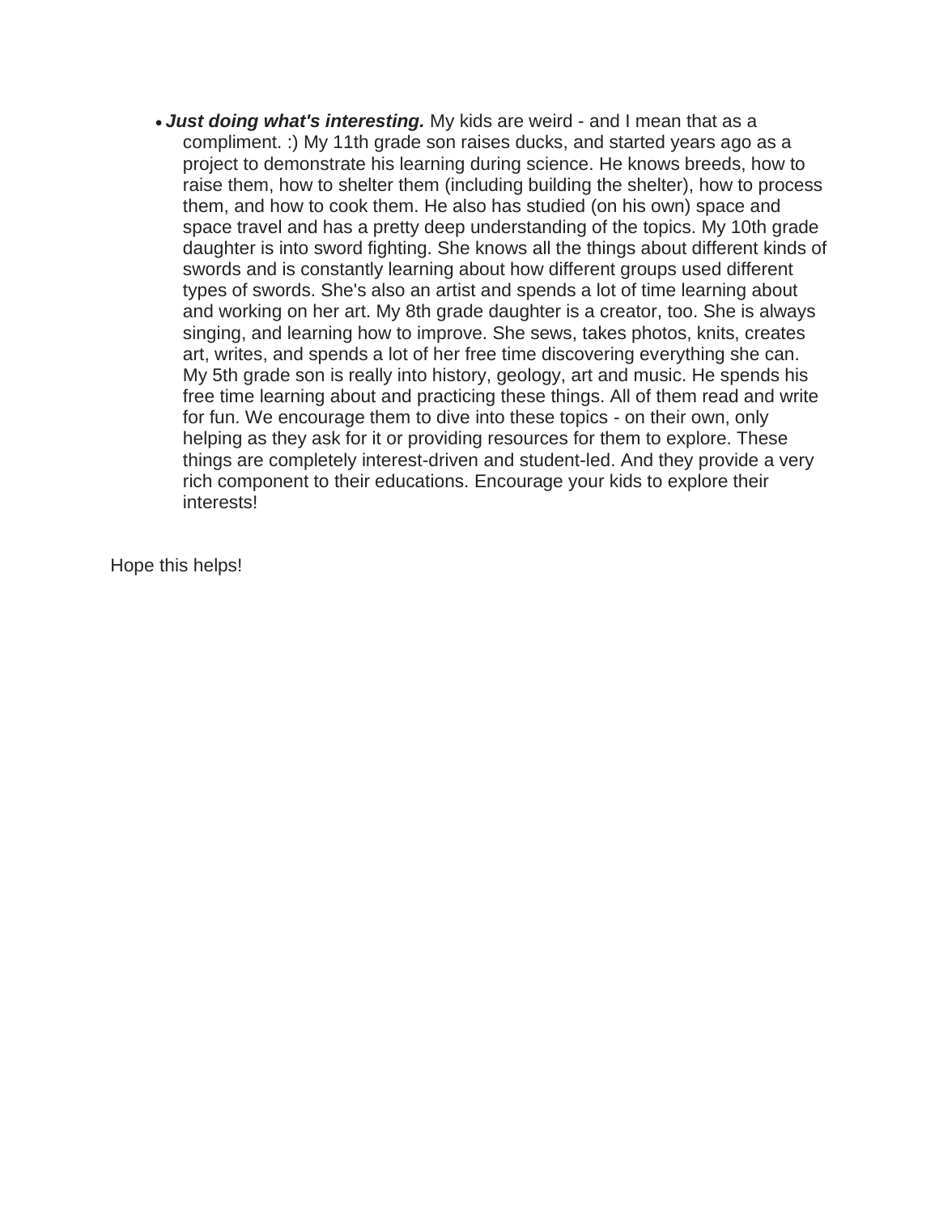- ***Just doing what's interesting.*** My kids are weird - and I mean that as a compliment. :) My 11th grade son raises ducks, and started years ago as a project to demonstrate his learning during science. He knows breeds, how to raise them, how to shelter them (including building the shelter), how to process them, and how to cook them. He also has studied (on his own) space and space travel and has a pretty deep understanding of the topics. My 10th grade daughter is into sword fighting. She knows all the things about different kinds of swords and is constantly learning about how different groups used different types of swords. She's also an artist and spends a lot of time learning about and working on her art. My 8th grade daughter is a creator, too. She is always singing, and learning how to improve. She sews, takes photos, knits, creates art, writes, and spends a lot of her free time discovering everything she can. My 5th grade son is really into history, geology, art and music. He spends his free time learning about and practicing these things. All of them read and write for fun. We encourage them to dive into these topics - on their own, only helping as they ask for it or providing resources for them to explore. These things are completely interest-driven and student-led. And they provide a very rich component to their educations. Encourage your kids to explore their interests!

Hope this helps!